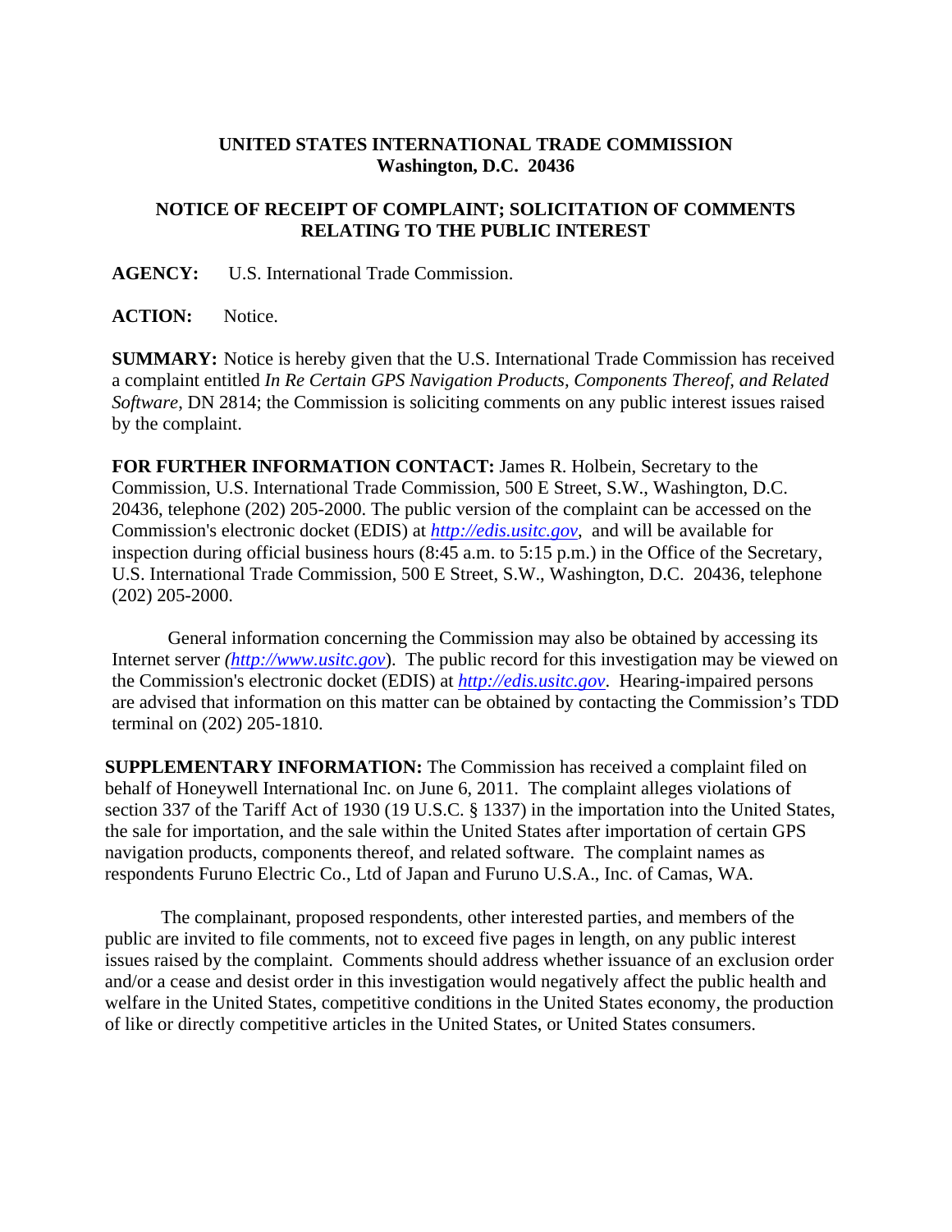**UNITED STATES INTERNATIONAL TRADE COMMISSION**
**Washington, D.C. 20436**

**NOTICE OF RECEIPT OF COMPLAINT; SOLICITATION OF COMMENTS RELATING TO THE PUBLIC INTEREST**

**AGENCY:** U.S. International Trade Commission.

**ACTION:** Notice.

**SUMMARY:** Notice is hereby given that the U.S. International Trade Commission has received a complaint entitled *In Re Certain GPS Navigation Products, Components Thereof, and Related Software*, DN 2814; the Commission is soliciting comments on any public interest issues raised by the complaint.

**FOR FURTHER INFORMATION CONTACT:** James R. Holbein, Secretary to the Commission, U.S. International Trade Commission, 500 E Street, S.W., Washington, D.C. 20436, telephone (202) 205-2000. The public version of the complaint can be accessed on the Commission's electronic docket (EDIS) at *http://edis.usitc.gov*, and will be available for inspection during official business hours (8:45 a.m. to 5:15 p.m.) in the Office of the Secretary, U.S. International Trade Commission, 500 E Street, S.W., Washington, D.C. 20436, telephone (202) 205-2000.

General information concerning the Commission may also be obtained by accessing its Internet server *(http://www.usitc.gov)*. The public record for this investigation may be viewed on the Commission's electronic docket (EDIS) at *http://edis.usitc.gov*. Hearing-impaired persons are advised that information on this matter can be obtained by contacting the Commission's TDD terminal on (202) 205-1810.

**SUPPLEMENTARY INFORMATION:** The Commission has received a complaint filed on behalf of Honeywell International Inc. on June 6, 2011. The complaint alleges violations of section 337 of the Tariff Act of 1930 (19 U.S.C. § 1337) in the importation into the United States, the sale for importation, and the sale within the United States after importation of certain GPS navigation products, components thereof, and related software. The complaint names as respondents Furuno Electric Co., Ltd of Japan and Furuno U.S.A., Inc. of Camas, WA.

The complainant, proposed respondents, other interested parties, and members of the public are invited to file comments, not to exceed five pages in length, on any public interest issues raised by the complaint. Comments should address whether issuance of an exclusion order and/or a cease and desist order in this investigation would negatively affect the public health and welfare in the United States, competitive conditions in the United States economy, the production of like or directly competitive articles in the United States, or United States consumers.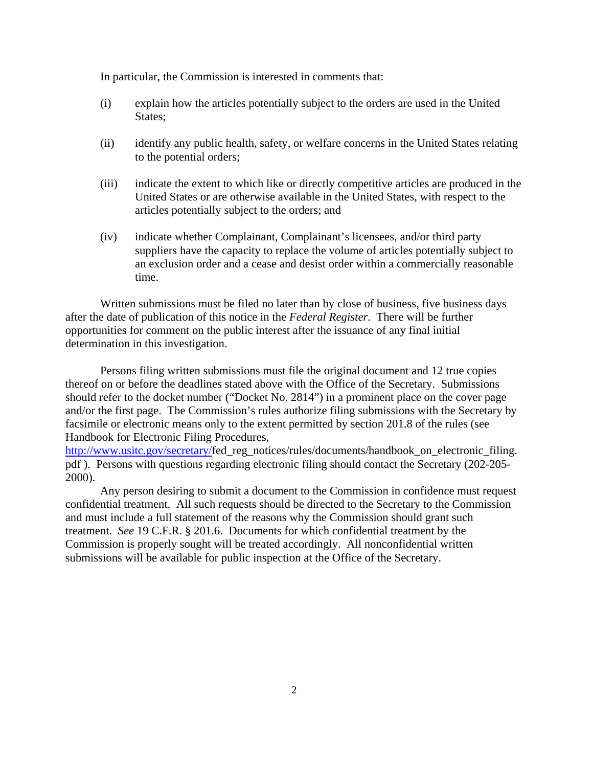In particular, the Commission is interested in comments that:

(i) explain how the articles potentially subject to the orders are used in the United States;

(ii) identify any public health, safety, or welfare concerns in the United States relating to the potential orders;

(iii) indicate the extent to which like or directly competitive articles are produced in the United States or are otherwise available in the United States, with respect to the articles potentially subject to the orders; and

(iv) indicate whether Complainant, Complainant's licensees, and/or third party suppliers have the capacity to replace the volume of articles potentially subject to an exclusion order and a cease and desist order within a commercially reasonable time.

Written submissions must be filed no later than by close of business, five business days after the date of publication of this notice in the *Federal Register*. There will be further opportunities for comment on the public interest after the issuance of any final initial determination in this investigation.

Persons filing written submissions must file the original document and 12 true copies thereof on or before the deadlines stated above with the Office of the Secretary. Submissions should refer to the docket number ("Docket No. 2814") in a prominent place on the cover page and/or the first page. The Commission's rules authorize filing submissions with the Secretary by facsimile or electronic means only to the extent permitted by section 201.8 of the rules (see Handbook for Electronic Filing Procedures, http://www.usitc.gov/secretary/fed_reg_notices/rules/documents/handbook_on_electronic_filing.pdf ). Persons with questions regarding electronic filing should contact the Secretary (202-205-2000).

Any person desiring to submit a document to the Commission in confidence must request confidential treatment. All such requests should be directed to the Secretary to the Commission and must include a full statement of the reasons why the Commission should grant such treatment. *See* 19 C.F.R. § 201.6. Documents for which confidential treatment by the Commission is properly sought will be treated accordingly. All nonconfidential written submissions will be available for public inspection at the Office of the Secretary.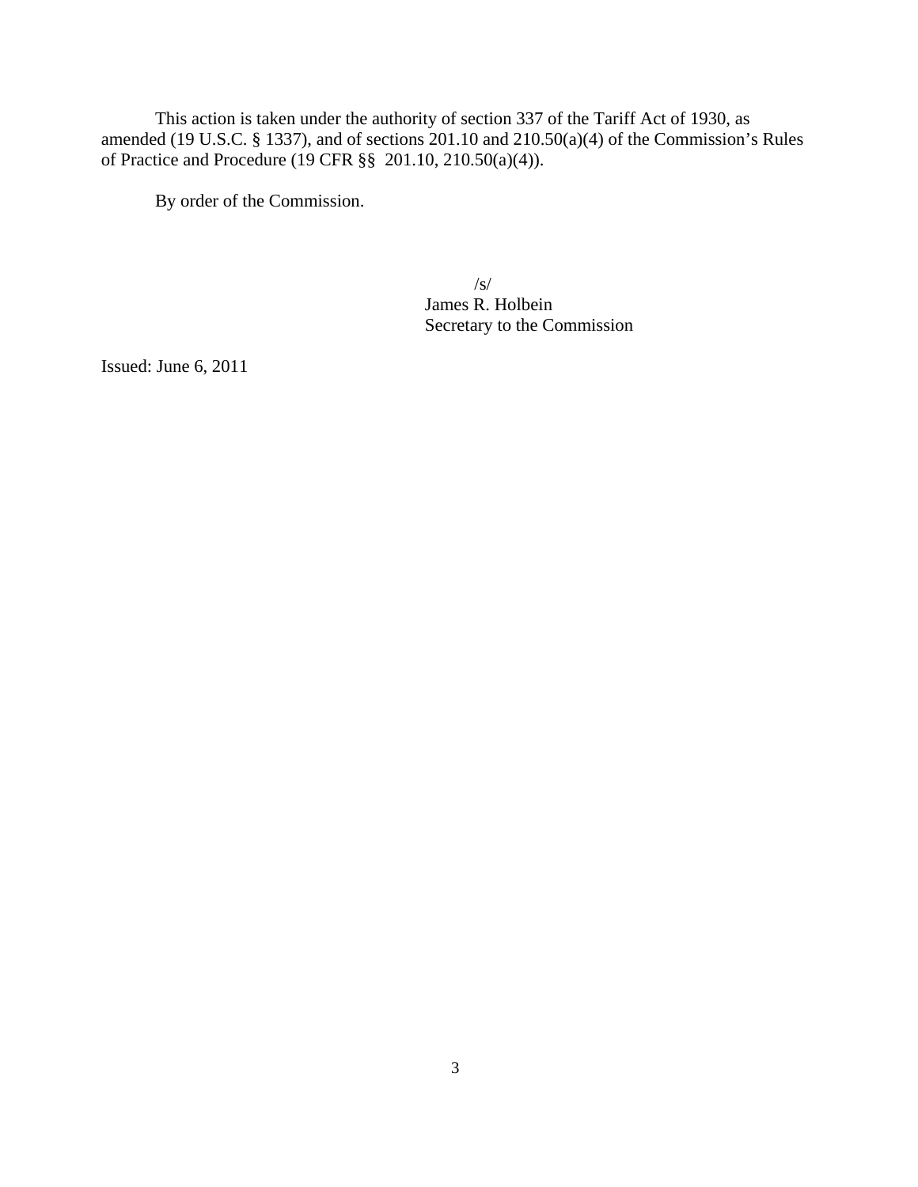This action is taken under the authority of section 337 of the Tariff Act of 1930, as amended (19 U.S.C. § 1337), and of sections 201.10 and 210.50(a)(4) of the Commission's Rules of Practice and Procedure (19 CFR §§ 201.10, 210.50(a)(4)).

By order of the Commission.

/s/
James R. Holbein
Secretary to the Commission

Issued: June 6, 2011